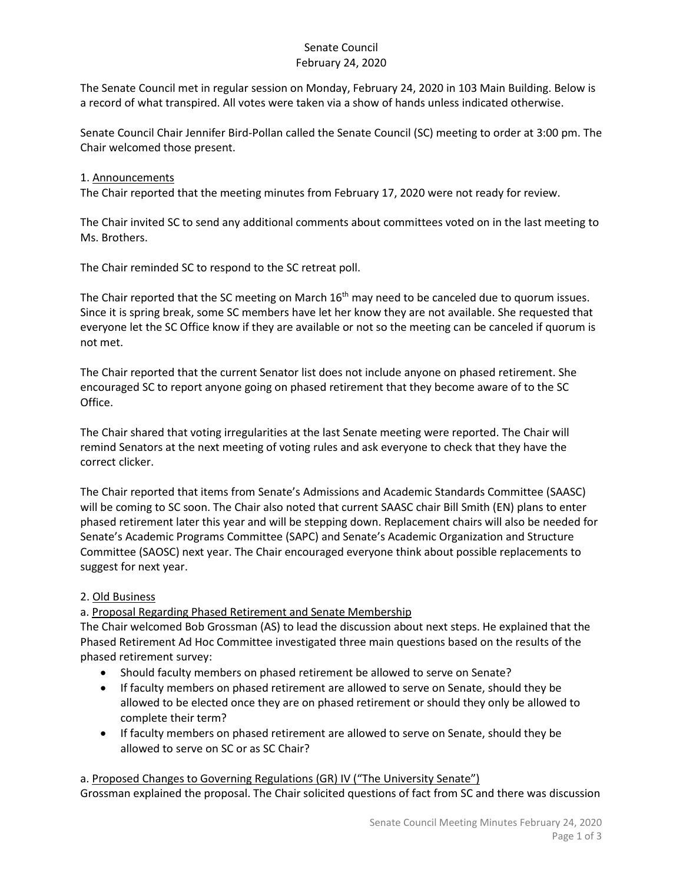# Senate Council
## February 24, 2020

The Senate Council met in regular session on Monday, February 24, 2020 in 103 Main Building. Below is a record of what transpired. All votes were taken via a show of hands unless indicated otherwise.

Senate Council Chair Jennifer Bird-Pollan called the Senate Council (SC) meeting to order at 3:00 pm. The Chair welcomed those present.

1. Announcements

The Chair reported that the meeting minutes from February 17, 2020 were not ready for review.

The Chair invited SC to send any additional comments about committees voted on in the last meeting to Ms. Brothers.

The Chair reminded SC to respond to the SC retreat poll.

The Chair reported that the SC meeting on March 16th may need to be canceled due to quorum issues. Since it is spring break, some SC members have let her know they are not available. She requested that everyone let the SC Office know if they are available or not so the meeting can be canceled if quorum is not met.

The Chair reported that the current Senator list does not include anyone on phased retirement. She encouraged SC to report anyone going on phased retirement that they become aware of to the SC Office.

The Chair shared that voting irregularities at the last Senate meeting were reported. The Chair will remind Senators at the next meeting of voting rules and ask everyone to check that they have the correct clicker.

The Chair reported that items from Senate's Admissions and Academic Standards Committee (SAASC) will be coming to SC soon. The Chair also noted that current SAASC chair Bill Smith (EN) plans to enter phased retirement later this year and will be stepping down. Replacement chairs will also be needed for Senate's Academic Programs Committee (SAPC) and Senate's Academic Organization and Structure Committee (SAOSC) next year. The Chair encouraged everyone think about possible replacements to suggest for next year.

2. Old Business

a. Proposal Regarding Phased Retirement and Senate Membership

The Chair welcomed Bob Grossman (AS) to lead the discussion about next steps. He explained that the Phased Retirement Ad Hoc Committee investigated three main questions based on the results of the phased retirement survey:

- Should faculty members on phased retirement be allowed to serve on Senate?
- If faculty members on phased retirement are allowed to serve on Senate, should they be allowed to be elected once they are on phased retirement or should they only be allowed to complete their term?
- If faculty members on phased retirement are allowed to serve on Senate, should they be allowed to serve on SC or as SC Chair?

a. Proposed Changes to Governing Regulations (GR) IV ("The University Senate")

Grossman explained the proposal. The Chair solicited questions of fact from SC and there was discussion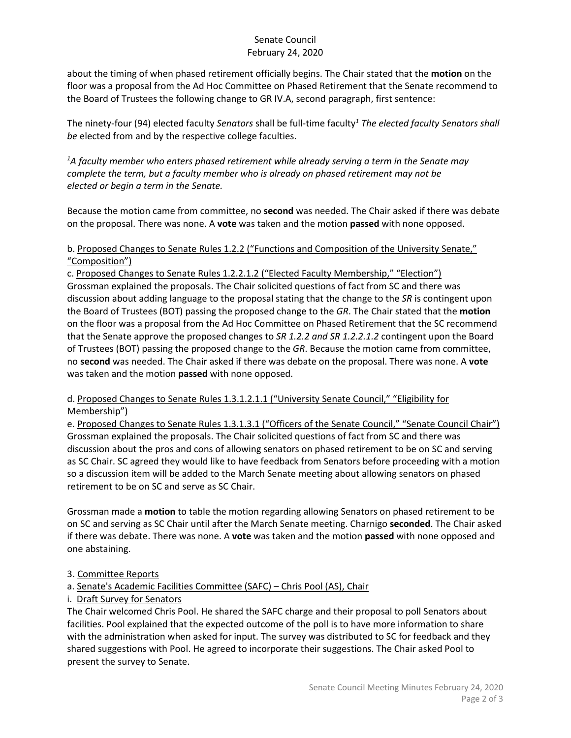about the timing of when phased retirement officially begins. The Chair stated that the **motion** on the floor was a proposal from the Ad Hoc Committee on Phased Retirement that the Senate recommend to the Board of Trustees the following change to GR IV.A, second paragraph, first sentence:

The ninety-four (94) elected faculty *Senators* shall be full-time faculty[1] *The elected faculty Senators shall be* elected from and by the respective college faculties.

*[1]A faculty member who enters phased retirement while already serving a term in the Senate may complete the term, but a faculty member who is already on phased retirement may not be elected or begin a term in the Senate.*

Because the motion came from committee, no **second** was needed. The Chair asked if there was debate on the proposal. There was none. A **vote** was taken and the motion **passed** with none opposed.

b. Proposed Changes to Senate Rules 1.2.2 ("Functions and Composition of the University Senate," "Composition")

c. Proposed Changes to Senate Rules 1.2.2.1.2 ("Elected Faculty Membership," "Election")

Grossman explained the proposals. The Chair solicited questions of fact from SC and there was discussion about adding language to the proposal stating that the change to the *SR* is contingent upon the Board of Trustees (BOT) passing the proposed change to the *GR*. The Chair stated that the **motion** on the floor was a proposal from the Ad Hoc Committee on Phased Retirement that the SC recommend that the Senate approve the proposed changes to *SR 1.2.2 and SR 1.2.2.1.2* contingent upon the Board of Trustees (BOT) passing the proposed change to the *GR*. Because the motion came from committee, no **second** was needed. The Chair asked if there was debate on the proposal. There was none. A **vote** was taken and the motion **passed** with none opposed.

d. Proposed Changes to Senate Rules 1.3.1.2.1.1 ("University Senate Council," "Eligibility for Membership")

e. Proposed Changes to Senate Rules 1.3.1.3.1 ("Officers of the Senate Council," "Senate Council Chair")

Grossman explained the proposals. The Chair solicited questions of fact from SC and there was discussion about the pros and cons of allowing senators on phased retirement to be on SC and serving as SC Chair. SC agreed they would like to have feedback from Senators before proceeding with a motion so a discussion item will be added to the March Senate meeting about allowing senators on phased retirement to be on SC and serve as SC Chair.

Grossman made a **motion** to table the motion regarding allowing Senators on phased retirement to be on SC and serving as SC Chair until after the March Senate meeting. Charnigo **seconded**. The Chair asked if there was debate. There was none. A **vote** was taken and the motion **passed** with none opposed and one abstaining.

3. Committee Reports

a. Senate's Academic Facilities Committee (SAFC) – Chris Pool (AS), Chair

i. Draft Survey for Senators

The Chair welcomed Chris Pool. He shared the SAFC charge and their proposal to poll Senators about facilities. Pool explained that the expected outcome of the poll is to have more information to share with the administration when asked for input. The survey was distributed to SC for feedback and they shared suggestions with Pool. He agreed to incorporate their suggestions. The Chair asked Pool to present the survey to Senate.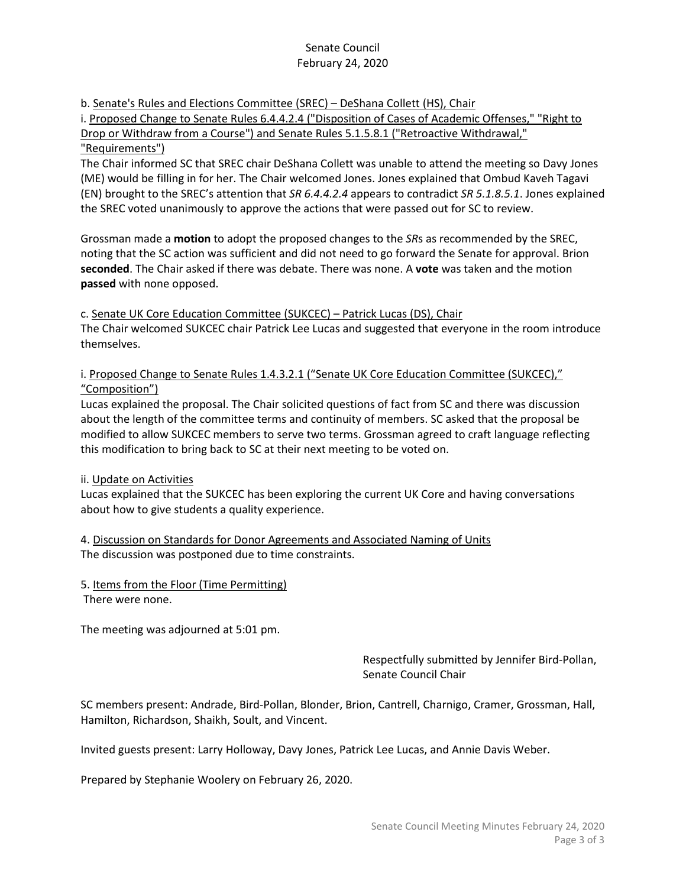b. Senate's Rules and Elections Committee (SREC) – DeShana Collett (HS), Chair

i. Proposed Change to Senate Rules 6.4.4.2.4 ("Disposition of Cases of Academic Offenses," "Right to Drop or Withdraw from a Course") and Senate Rules 5.1.5.8.1 ("Retroactive Withdrawal," "Requirements")

The Chair informed SC that SREC chair DeShana Collett was unable to attend the meeting so Davy Jones (ME) would be filling in for her. The Chair welcomed Jones. Jones explained that Ombud Kaveh Tagavi (EN) brought to the SREC's attention that *SR 6.4.4.2.4* appears to contradict *SR 5.1.8.5.1*. Jones explained the SREC voted unanimously to approve the actions that were passed out for SC to review.

Grossman made a **motion** to adopt the proposed changes to the *SR*s as recommended by the SREC, noting that the SC action was sufficient and did not need to go forward the Senate for approval. Brion **seconded**. The Chair asked if there was debate. There was none. A **vote** was taken and the motion **passed** with none opposed.

c. Senate UK Core Education Committee (SUKCEC) – Patrick Lucas (DS), Chair

The Chair welcomed SUKCEC chair Patrick Lee Lucas and suggested that everyone in the room introduce themselves.

i. Proposed Change to Senate Rules 1.4.3.2.1 ("Senate UK Core Education Committee (SUKCEC)," "Composition")

Lucas explained the proposal. The Chair solicited questions of fact from SC and there was discussion about the length of the committee terms and continuity of members. SC asked that the proposal be modified to allow SUKCEC members to serve two terms. Grossman agreed to craft language reflecting this modification to bring back to SC at their next meeting to be voted on.

ii. Update on Activities

Lucas explained that the SUKCEC has been exploring the current UK Core and having conversations about how to give students a quality experience.

4. Discussion on Standards for Donor Agreements and Associated Naming of Units

The discussion was postponed due to time constraints.

5. Items from the Floor (Time Permitting)

There were none.

The meeting was adjourned at 5:01 pm.

Respectfully submitted by Jennifer Bird-Pollan,
Senate Council Chair

SC members present: Andrade, Bird-Pollan, Blonder, Brion, Cantrell, Charnigo, Cramer, Grossman, Hall, Hamilton, Richardson, Shaikh, Soult, and Vincent.

Invited guests present: Larry Holloway, Davy Jones, Patrick Lee Lucas, and Annie Davis Weber.

Prepared by Stephanie Woolery on February 26, 2020.